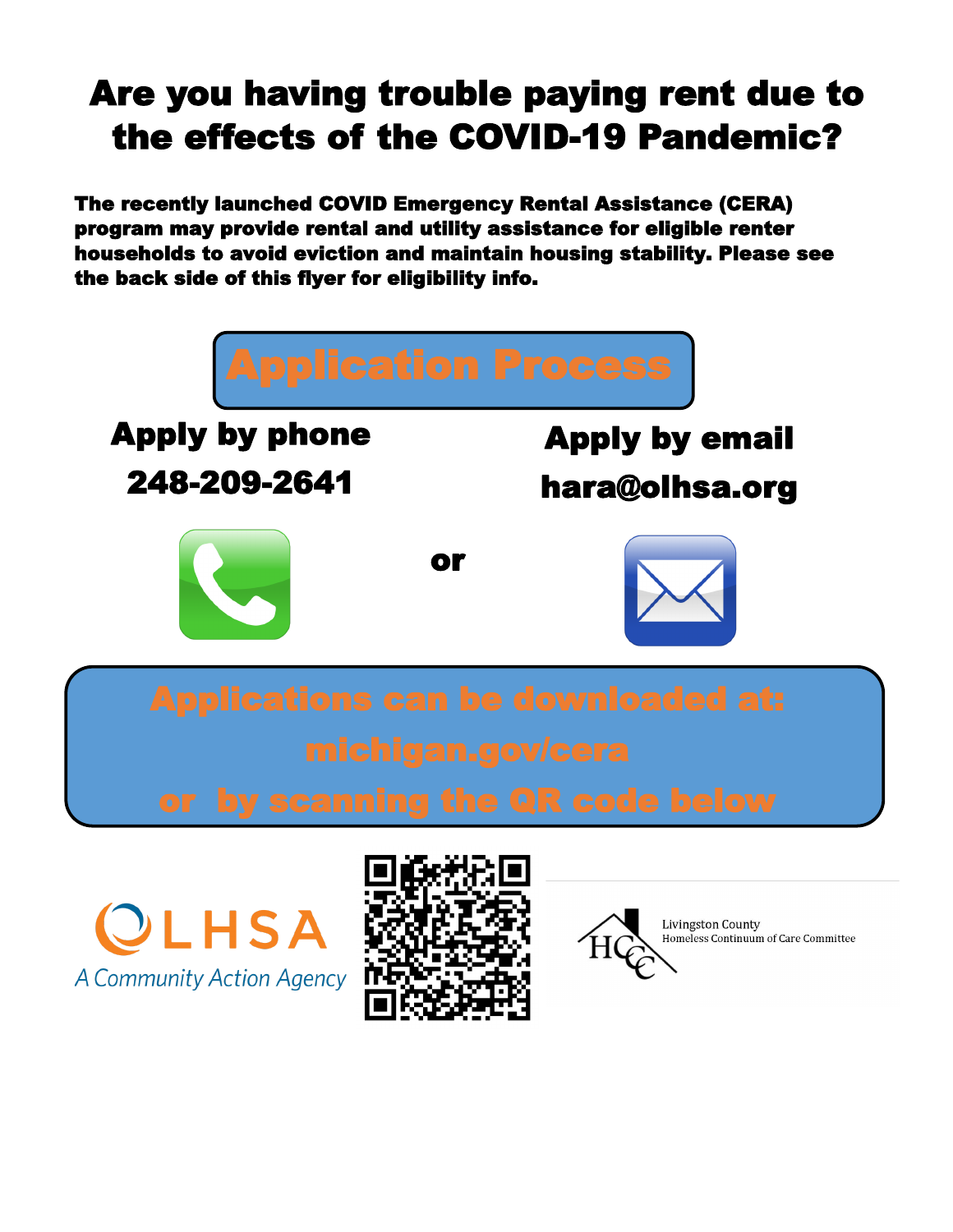# Are you having trouble paying rent due to the effects of the COVID-19 Pandemic?

**The recently launched COVID Emergency Rental Assistance (CERA) program may provide rental and utility assistance for eligible renter households to avoid eviction and maintain housing stability. Please see the back side of this flyer for eligibility info.**

## Application Process

**Apply by phone**

**248-209-2641**

**or**

**Apply by email**

**hara@olhsa.org**

**Applications can be downloaded at:**

**michigan.gov/cera**

**or by scanning the QR code below**

OLHSA
A Community Action Agency

HCC
Livingston County
Homeless Continuum of Care Committee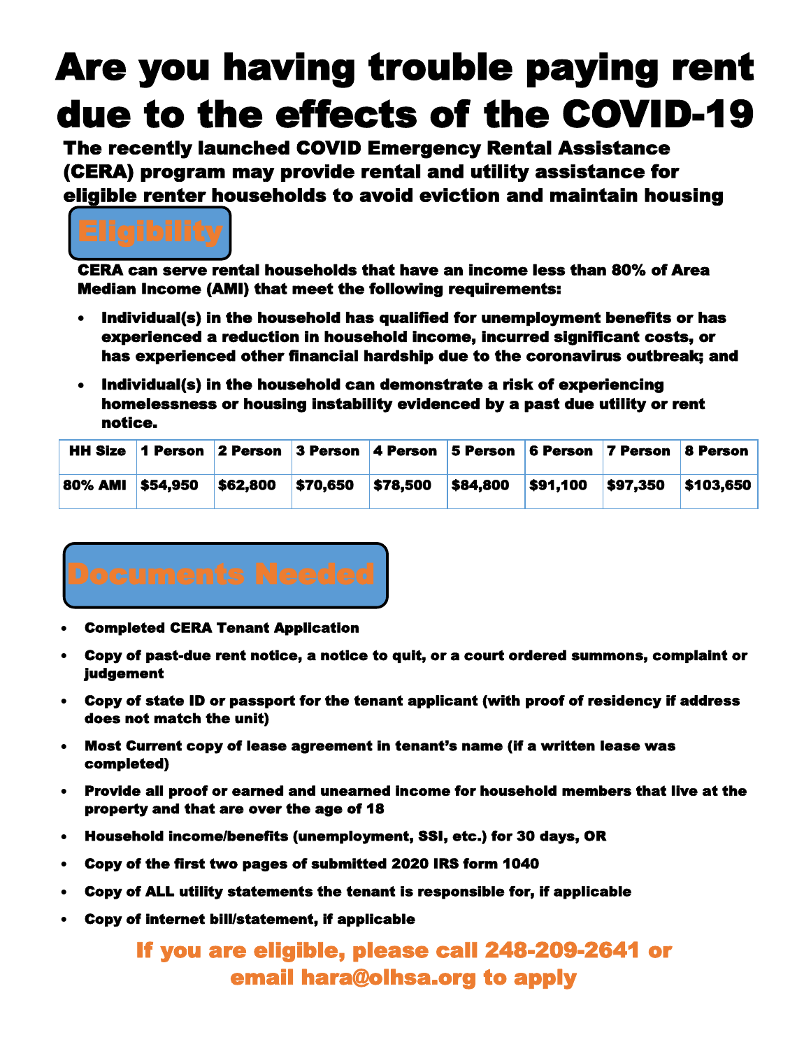# Are you having trouble paying rent due to the effects of the COVID-19

**The recently launched COVID Emergency Rental Assistance (CERA) program may provide rental and utility assistance for eligible renter households to avoid eviction and maintain housing**

## Eligibility

**CERA can serve rental households that have an income less than 80% of Area Median Income (AMI) that meet the following requirements:**

- **Individual(s) in the household has qualified for unemployment benefits or has experienced a reduction in household income, incurred significant costs, or has experienced other financial hardship due to the coronavirus outbreak; and**
- **Individual(s) in the household can demonstrate a risk of experiencing homelessness or housing instability evidenced by a past due utility or rent notice.**

| HH Size | 1 Person | 2 Person | 3 Person | 4 Person | 5 Person | 6 Person | 7 Person | 8 Person |
|---|---|---|---|---|---|---|---|---|
| 80% AMI | $54,950 | $62,800 | $70,650 | $78,500 | $84,800 | $91,100 | $97,350 | $103,650 |

## Documents Needed

- **Completed CERA Tenant Application**
- **Copy of past-due rent notice, a notice to quit, or a court ordered summons, complaint or judgement**
- **Copy of state ID or passport for the tenant applicant (with proof of residency if address does not match the unit)**
- **Most Current copy of lease agreement in tenant's name (if a written lease was completed)**
- **Provide all proof or earned and unearned income for household members that live at the property and that are over the age of 18**
- **Household income/benefits (unemployment, SSI, etc.) for 30 days, OR**
- **Copy of the first two pages of submitted 2020 IRS form 1040**
- **Copy of ALL utility statements the tenant is responsible for, if applicable**
- **Copy of internet bill/statement, if applicable**

**If you are eligible, please call 248-209-2641 or email hara@olhsa.org to apply**